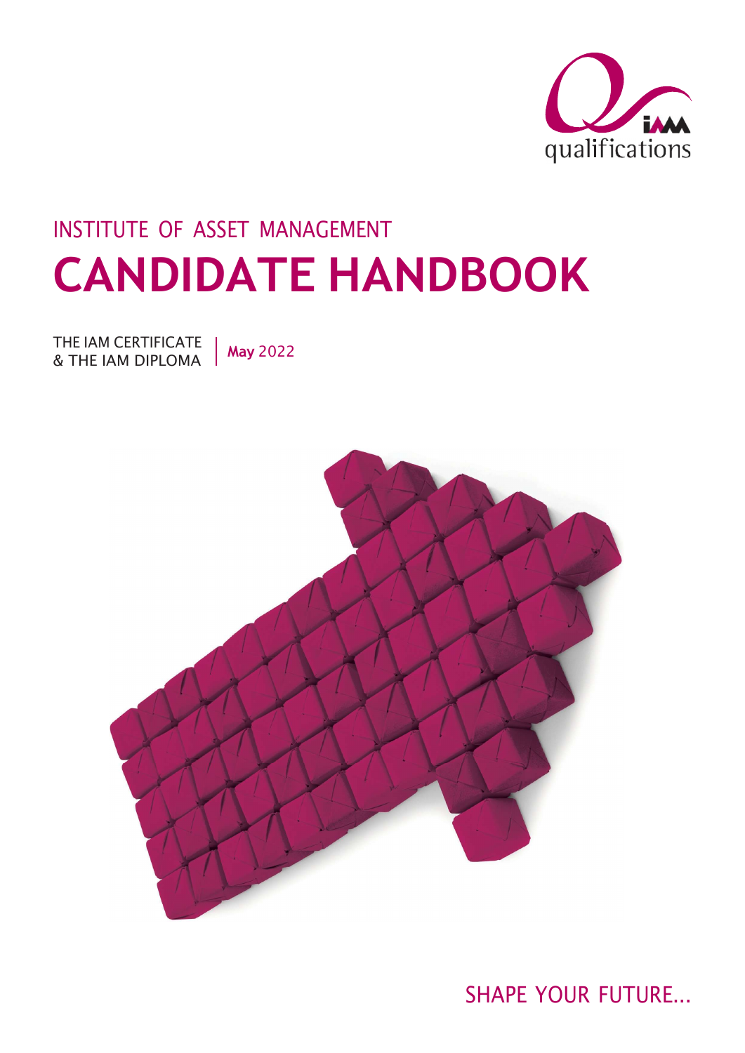IAM qualifications

INSTITUTE OF ASSET MANAGEMENT

# CANDIDATE HANDBOOK

THE IAM CERTIFICATE & THE IAM DIPLOMA | **May** 2022

SHAPE YOUR FUTURE...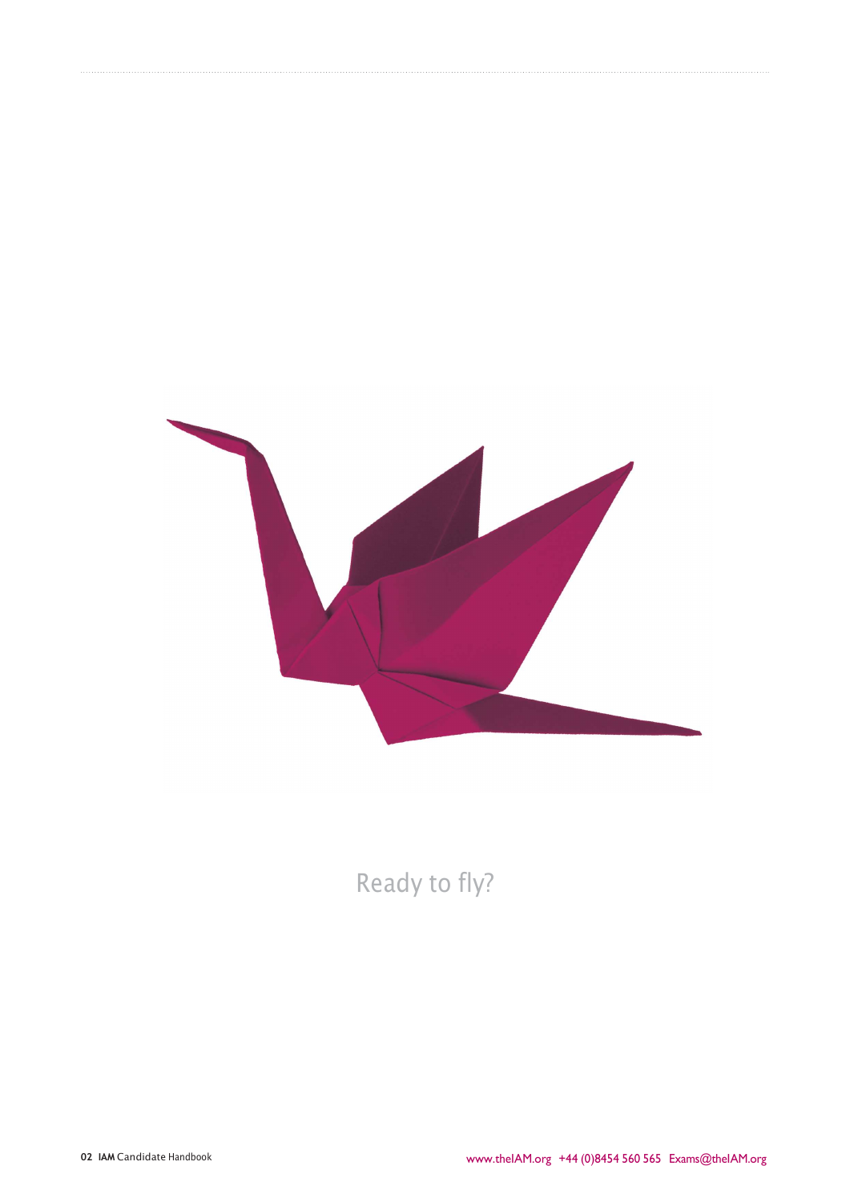Ready to fly?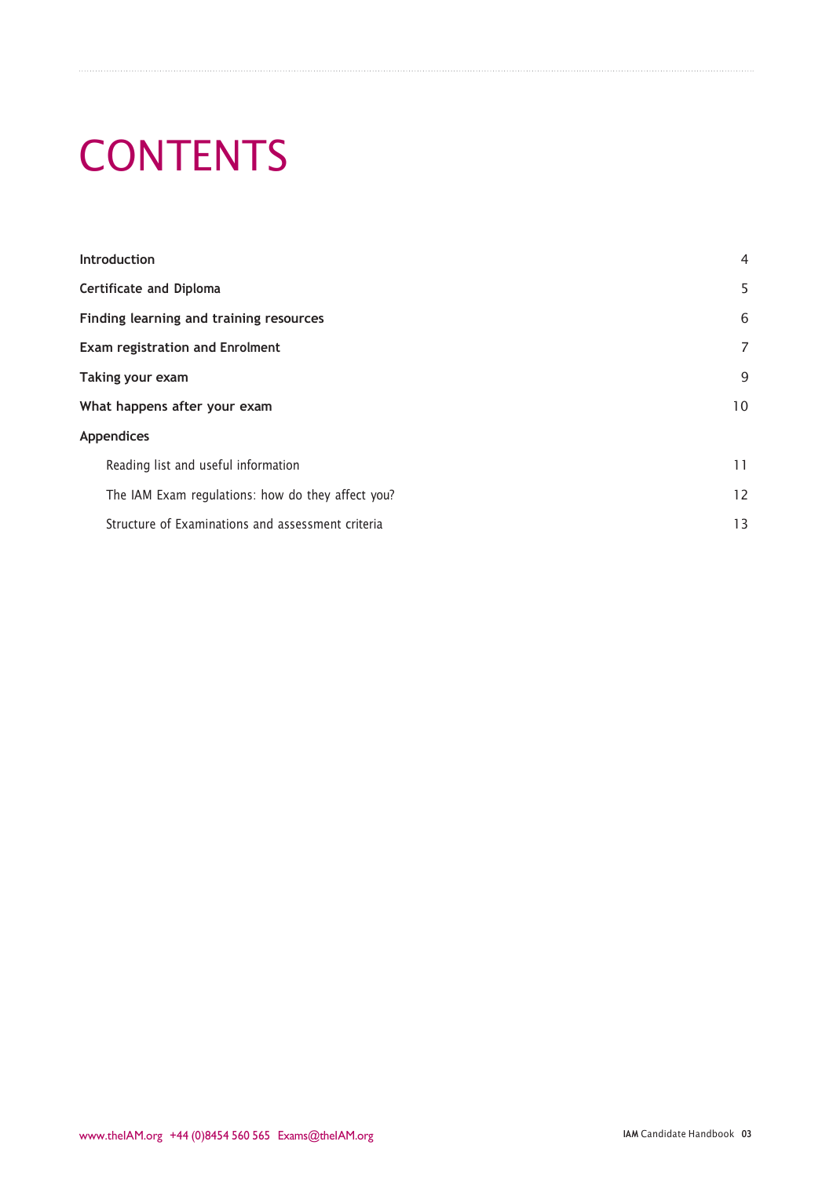# CONTENTS

| | |
|---|---|
| **Introduction** | 4 |
| **Certificate and Diploma** | 5 |
| **Finding learning and training resources** | 6 |
| **Exam registration and Enrolment** | 7 |
| **Taking your exam** | 9 |
| **What happens after your exam** | 10 |
| **Appendices** | |
| Reading list and useful information | 11 |
| The IAM Exam regulations: how do they affect you? | 12 |
| Structure of Examinations and assessment criteria | 13 |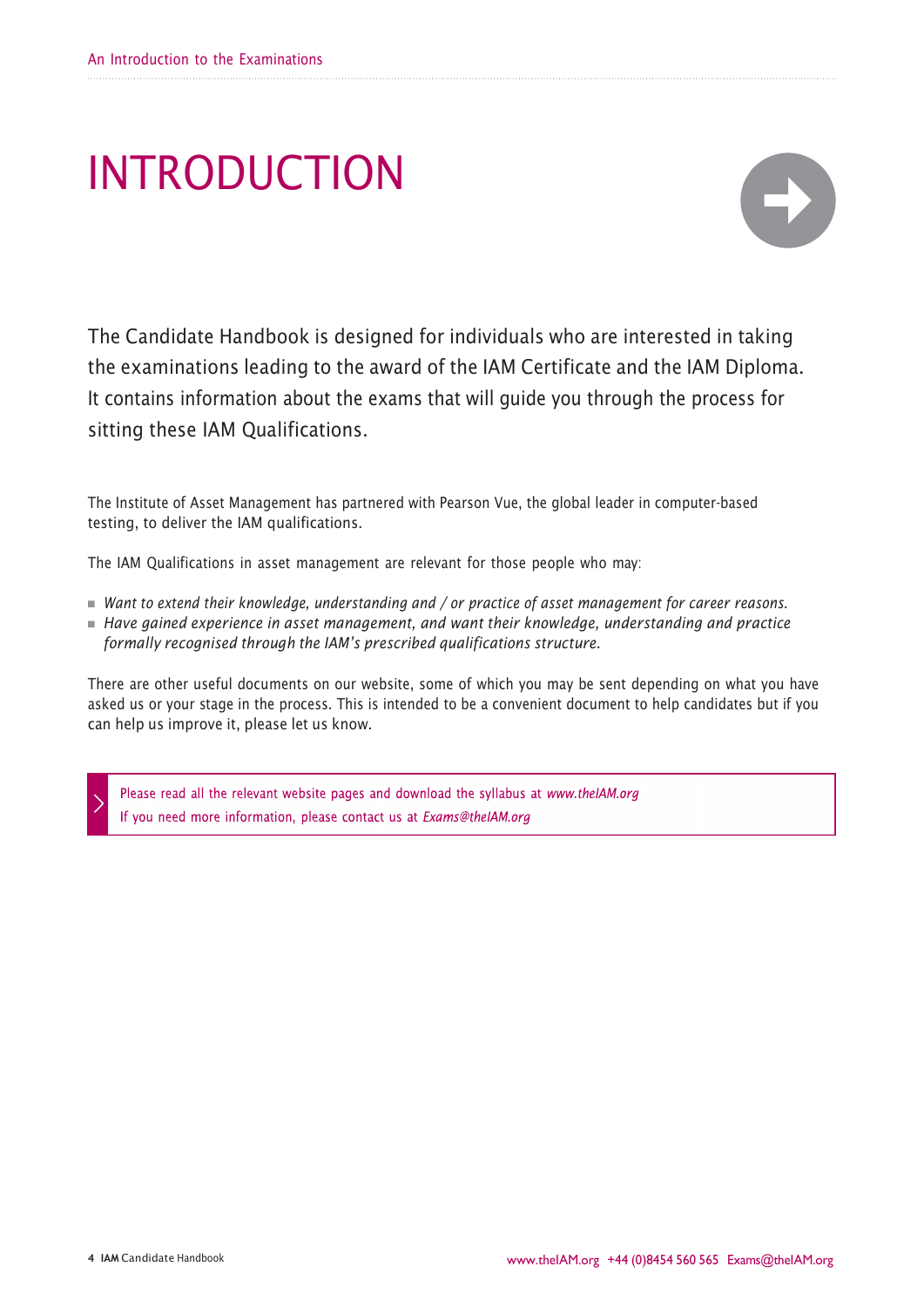# INTRODUCTION

The Candidate Handbook is designed for individuals who are interested in taking the examinations leading to the award of the IAM Certificate and the IAM Diploma. It contains information about the exams that will guide you through the process for sitting these IAM Qualifications.

The Institute of Asset Management has partnered with Pearson Vue, the global leader in computer-based testing, to deliver the IAM qualifications.

The IAM Qualifications in asset management are relevant for those people who may:

- *Want to extend their knowledge, understanding and / or practice of asset management for career reasons.*
- *Have gained experience in asset management, and want their knowledge, understanding and practice formally recognised through the IAM's prescribed qualifications structure.*

There are other useful documents on our website, some of which you may be sent depending on what you have asked us or your stage in the process. This is intended to be a convenient document to help candidates but if you can help us improve it, please let us know.

> Please read all the relevant website pages and download the syllabus at *www.theIAM.org*
> If you need more information, please contact us at *Exams@theIAM.org*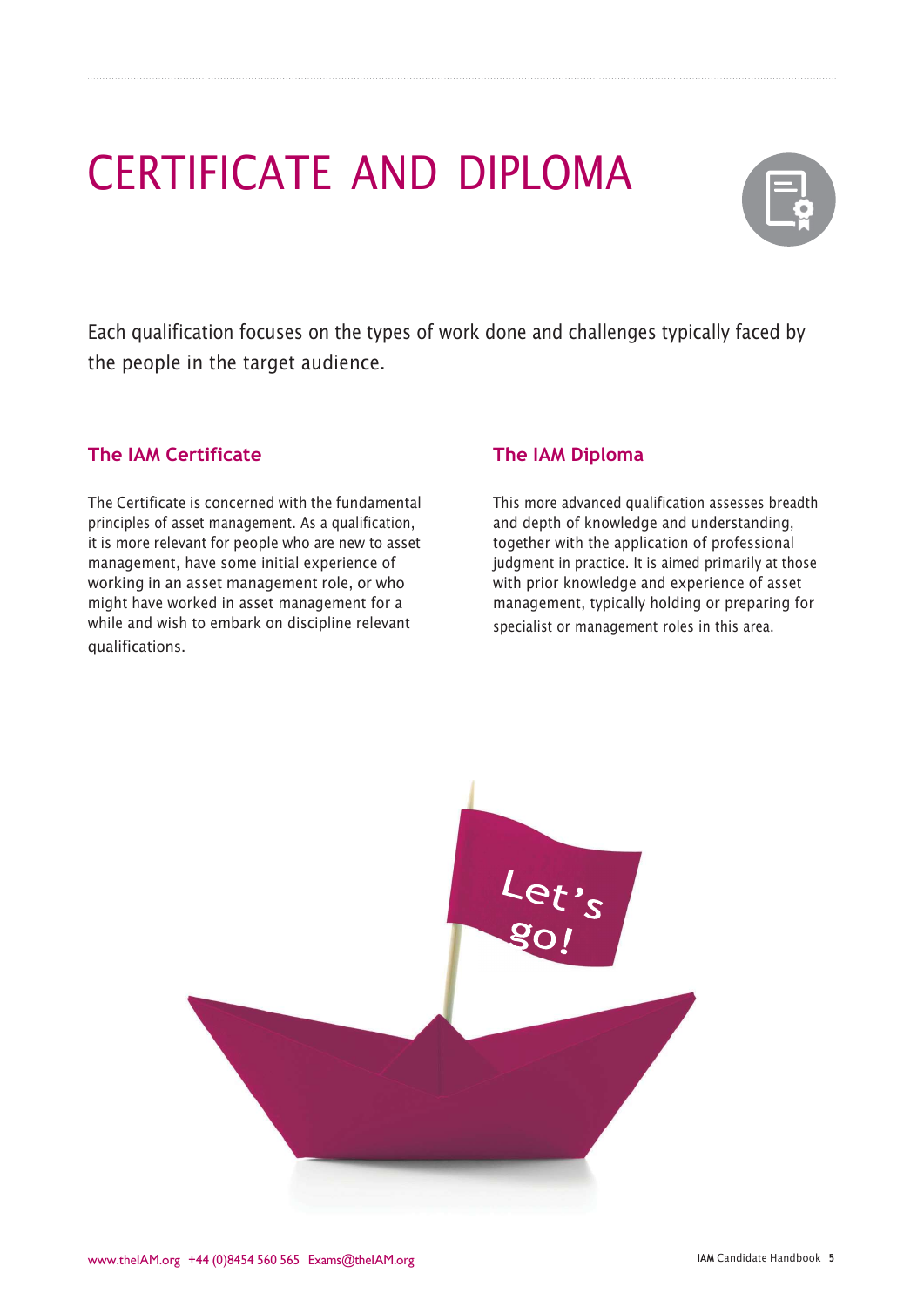# CERTIFICATE AND DIPLOMA

Each qualification focuses on the types of work done and challenges typically faced by the people in the target audience.

## The IAM Certificate

The Certificate is concerned with the fundamental principles of asset management. As a qualification, it is more relevant for people who are new to asset management, have some initial experience of working in an asset management role, or who might have worked in asset management for a while and wish to embark on discipline relevant qualifications.

## The IAM Diploma

This more advanced qualification assesses breadth and depth of knowledge and understanding, together with the application of professional judgment in practice. It is aimed primarily at those with prior knowledge and experience of asset management, typically holding or preparing for specialist or management roles in this area.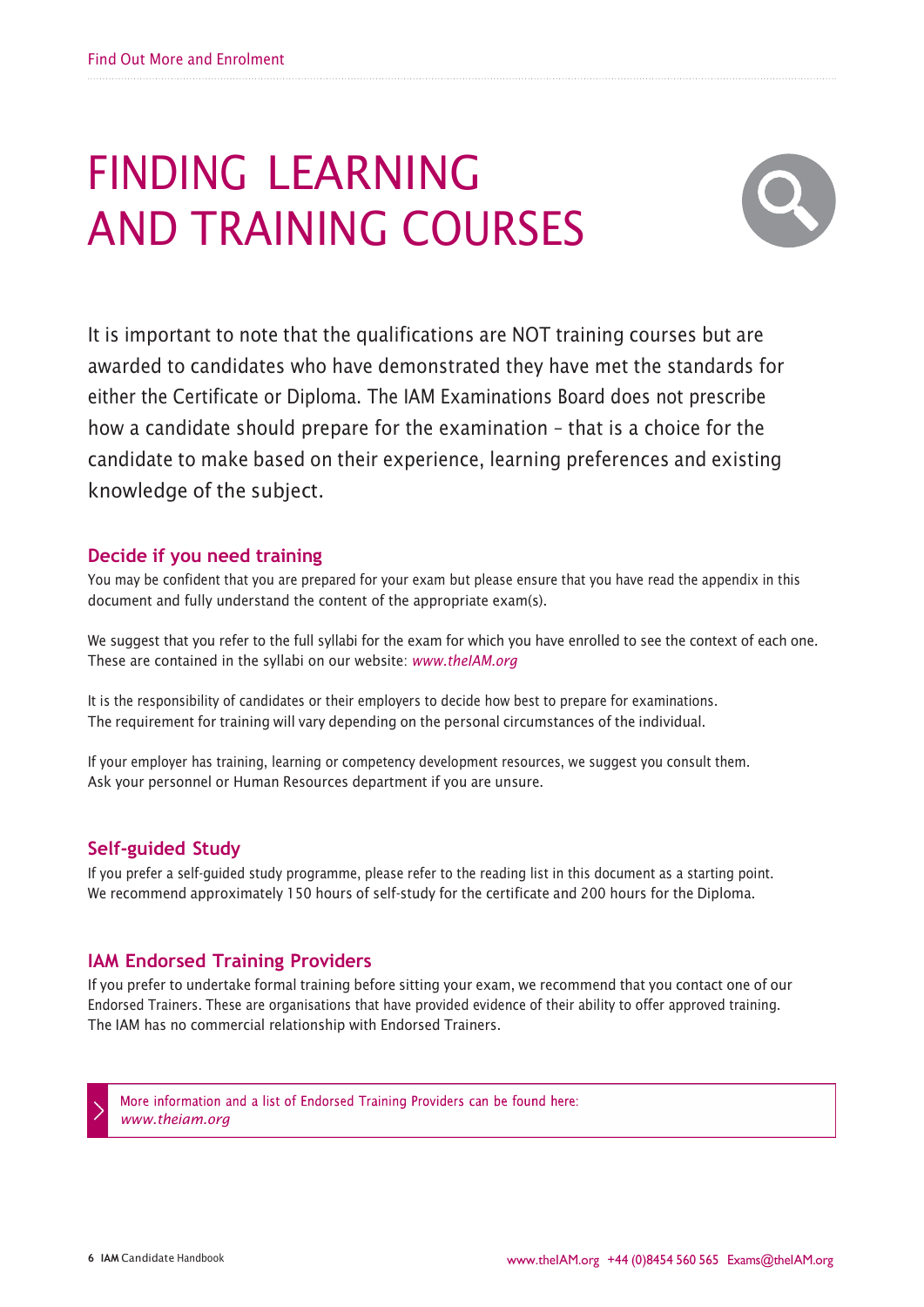# FINDING LEARNING AND TRAINING COURSES

It is important to note that the qualifications are NOT training courses but are awarded to candidates who have demonstrated they have met the standards for either the Certificate or Diploma. The IAM Examinations Board does not prescribe how a candidate should prepare for the examination – that is a choice for the candidate to make based on their experience, learning preferences and existing knowledge of the subject.

## Decide if you need training

You may be confident that you are prepared for your exam but please ensure that you have read the appendix in this document and fully understand the content of the appropriate exam(s).

We suggest that you refer to the full syllabi for the exam for which you have enrolled to see the context of each one. These are contained in the syllabi on our website: *www.theIAM.org*

It is the responsibility of candidates or their employers to decide how best to prepare for examinations. The requirement for training will vary depending on the personal circumstances of the individual.

If your employer has training, learning or competency development resources, we suggest you consult them. Ask your personnel or Human Resources department if you are unsure.

## Self-guided Study

If you prefer a self-guided study programme, please refer to the reading list in this document as a starting point. We recommend approximately 150 hours of self-study for the certificate and 200 hours for the Diploma.

## IAM Endorsed Training Providers

If you prefer to undertake formal training before sitting your exam, we recommend that you contact one of our Endorsed Trainers. These are organisations that have provided evidence of their ability to offer approved training. The IAM has no commercial relationship with Endorsed Trainers.

> More information and a list of Endorsed Training Providers can be found here:
> *www.theiam.org*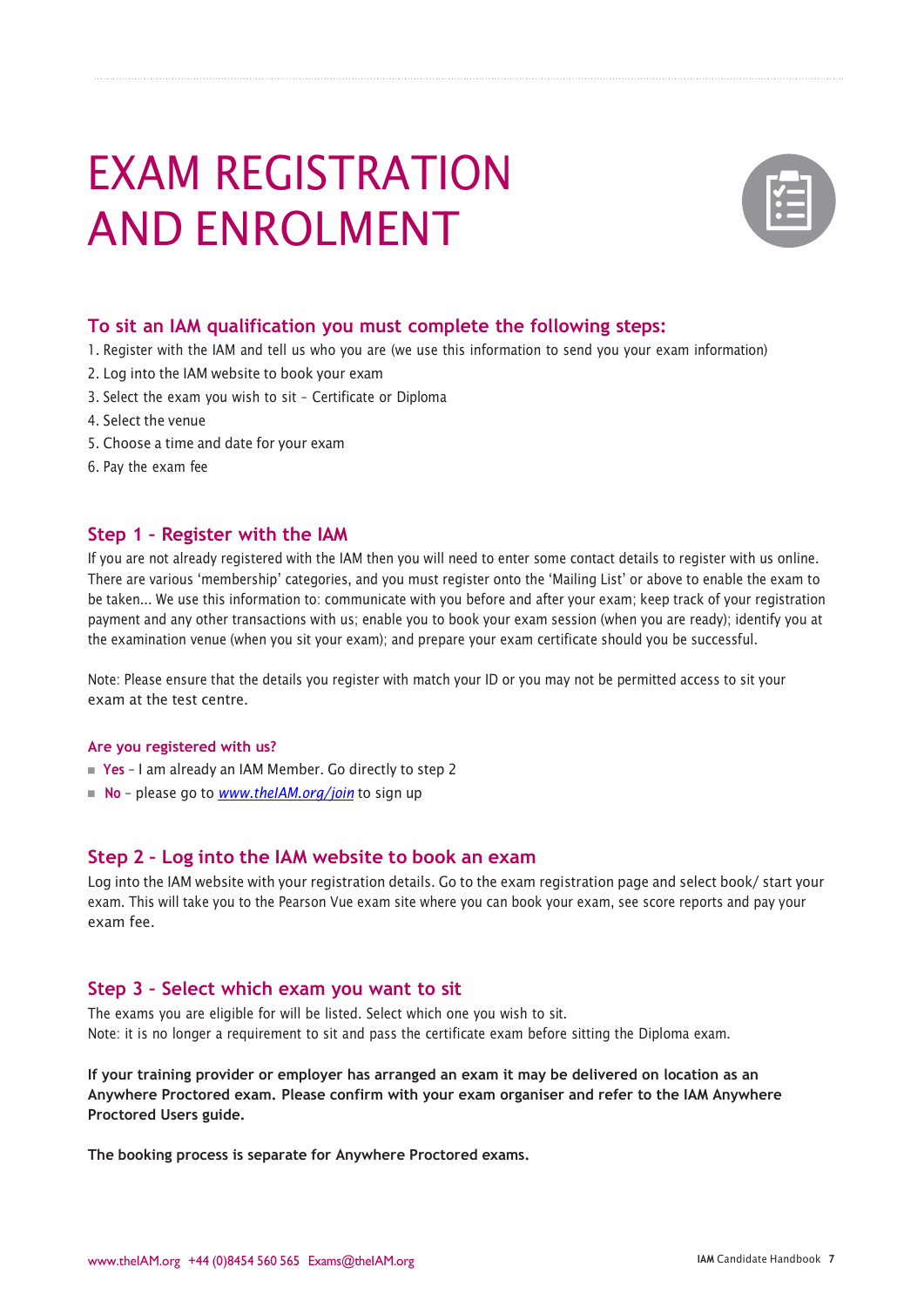# EXAM REGISTRATION AND ENROLMENT

### To sit an IAM qualification you must complete the following steps:

1. Register with the IAM and tell us who you are (we use this information to send you your exam information)
2. Log into the IAM website to book your exam
3. Select the exam you wish to sit – Certificate or Diploma
4. Select the venue
5. Choose a time and date for your exam
6. Pay the exam fee

### Step 1 – Register with the IAM

If you are not already registered with the IAM then you will need to enter some contact details to register with us online. There are various 'membership' categories, and you must register onto the 'Mailing List' or above to enable the exam to be taken... We use this information to: communicate with you before and after your exam; keep track of your registration payment and any other transactions with us; enable you to book your exam session (when you are ready); identify you at the examination venue (when you sit your exam); and prepare your exam certificate should you be successful.

Note: Please ensure that the details you register with match your ID or you may not be permitted access to sit your exam at the test centre.

#### Are you registered with us?

- **Yes** – I am already an IAM Member. Go directly to step 2
- **No** – please go to *www.theIAM.org/join* to sign up

### Step 2 – Log into the IAM website to book an exam

Log into the IAM website with your registration details. Go to the exam registration page and select book/ start your exam. This will take you to the Pearson Vue exam site where you can book your exam, see score reports and pay your exam fee.

### Step 3 – Select which exam you want to sit

The exams you are eligible for will be listed. Select which one you wish to sit.
Note: it is no longer a requirement to sit and pass the certificate exam before sitting the Diploma exam.

**If your training provider or employer has arranged an exam it may be delivered on location as an Anywhere Proctored exam. Please confirm with your exam organiser and refer to the IAM Anywhere Proctored Users guide.**

**The booking process is separate for Anywhere Proctored exams.**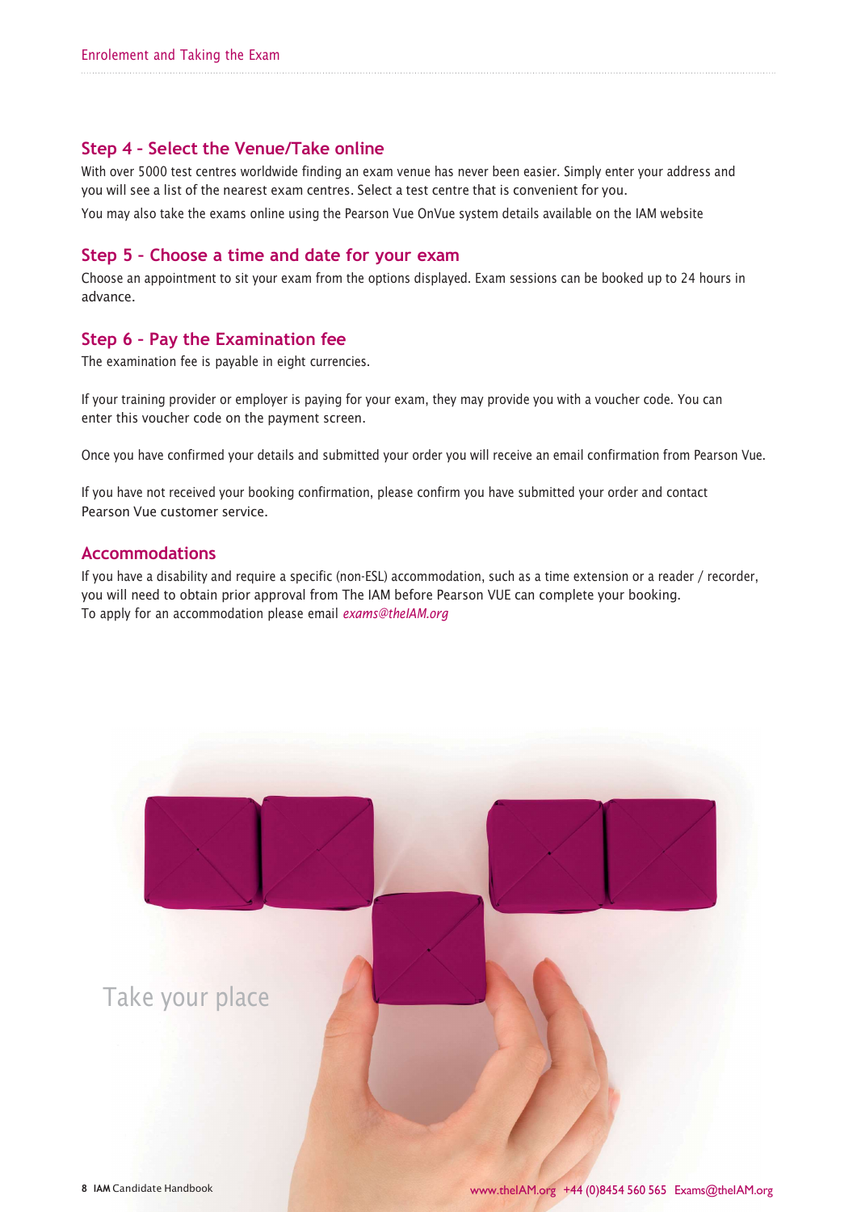## Step 4 – Select the Venue/Take online

With over 5000 test centres worldwide finding an exam venue has never been easier. Simply enter your address and you will see a list of the nearest exam centres. Select a test centre that is convenient for you.

You may also take the exams online using the Pearson Vue OnVue system details available on the IAM website

## Step 5 – Choose a time and date for your exam

Choose an appointment to sit your exam from the options displayed. Exam sessions can be booked up to 24 hours in advance.

## Step 6 – Pay the Examination fee

The examination fee is payable in eight currencies.

If your training provider or employer is paying for your exam, they may provide you with a voucher code. You can enter this voucher code on the payment screen.

Once you have confirmed your details and submitted your order you will receive an email confirmation from Pearson Vue.

If you have not received your booking confirmation, please confirm you have submitted your order and contact Pearson Vue customer service.

## Accommodations

If you have a disability and require a specific (non-ESL) accommodation, such as a time extension or a reader / recorder, you will need to obtain prior approval from The IAM before Pearson VUE can complete your booking.
To apply for an accommodation please email *exams@theIAM.org*

Take your place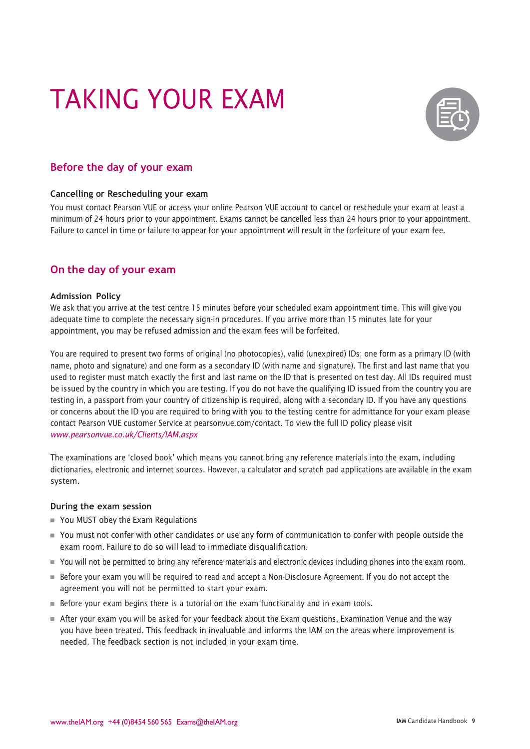# TAKING YOUR EXAM

## Before the day of your exam

### Cancelling or Rescheduling your exam

You must contact Pearson VUE or access your online Pearson VUE account to cancel or reschedule your exam at least a minimum of 24 hours prior to your appointment. Exams cannot be cancelled less than 24 hours prior to your appointment. Failure to cancel in time or failure to appear for your appointment will result in the forfeiture of your exam fee.

## On the day of your exam

### Admission Policy

We ask that you arrive at the test centre 15 minutes before your scheduled exam appointment time. This will give you adequate time to complete the necessary sign-in procedures. If you arrive more than 15 minutes late for your appointment, you may be refused admission and the exam fees will be forfeited.

You are required to present two forms of original (no photocopies), valid (unexpired) IDs; one form as a primary ID (with name, photo and signature) and one form as a secondary ID (with name and signature). The first and last name that you used to register must match exactly the first and last name on the ID that is presented on test day. All IDs required must be issued by the country in which you are testing. If you do not have the qualifying ID issued from the country you are testing in, a passport from your country of citizenship is required, along with a secondary ID. If you have any questions or concerns about the ID you are required to bring with you to the testing centre for admittance for your exam please contact Pearson VUE customer Service at pearsonvue.com/contact. To view the full ID policy please visit *www.pearsonvue.co.uk/Clients/IAM.aspx*

The examinations are 'closed book' which means you cannot bring any reference materials into the exam, including dictionaries, electronic and internet sources. However, a calculator and scratch pad applications are available in the exam system.

### During the exam session

- You MUST obey the Exam Regulations
- You must not confer with other candidates or use any form of communication to confer with people outside the exam room. Failure to do so will lead to immediate disqualification.
- You will not be permitted to bring any reference materials and electronic devices including phones into the exam room.
- Before your exam you will be required to read and accept a Non-Disclosure Agreement. If you do not accept the agreement you will not be permitted to start your exam.
- Before your exam begins there is a tutorial on the exam functionality and in exam tools.
- After your exam you will be asked for your feedback about the Exam questions, Examination Venue and the way you have been treated. This feedback in invaluable and informs the IAM on the areas where improvement is needed. The feedback section is not included in your exam time.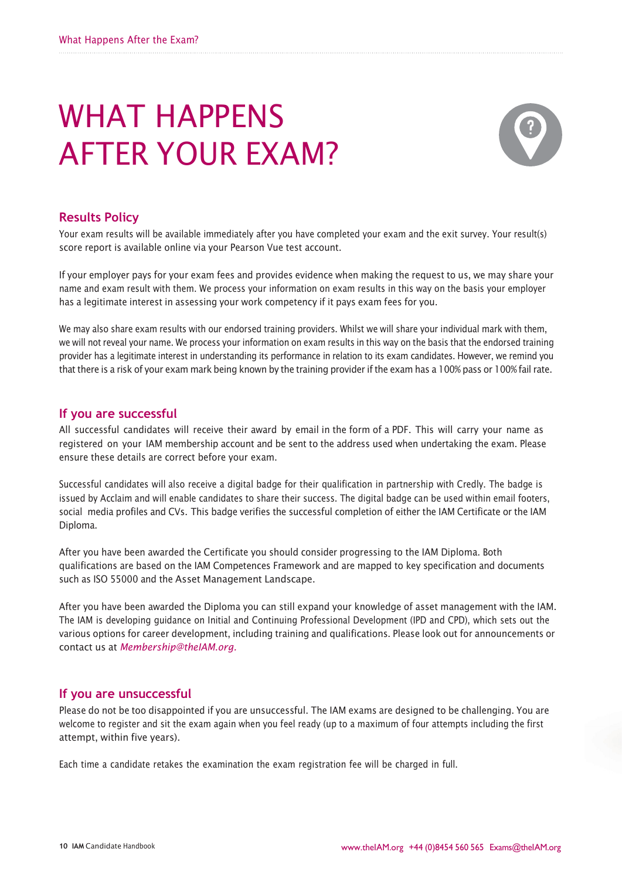# WHAT HAPPENS AFTER YOUR EXAM?

## Results Policy

Your exam results will be available immediately after you have completed your exam and the exit survey. Your result(s) score report is available online via your Pearson Vue test account.

If your employer pays for your exam fees and provides evidence when making the request to us, we may share your name and exam result with them. We process your information on exam results in this way on the basis your employer has a legitimate interest in assessing your work competency if it pays exam fees for you.

We may also share exam results with our endorsed training providers. Whilst we will share your individual mark with them, we will not reveal your name. We process your information on exam results in this way on the basis that the endorsed training provider has a legitimate interest in understanding its performance in relation to its exam candidates. However, we remind you that there is a risk of your exam mark being known by the training provider if the exam has a 100% pass or 100% fail rate.

## If you are successful

All successful candidates will receive their award by email in the form of a PDF. This will carry your name as registered on your IAM membership account and be sent to the address used when undertaking the exam. Please ensure these details are correct before your exam.

Successful candidates will also receive a digital badge for their qualification in partnership with Credly. The badge is issued by Acclaim and will enable candidates to share their success. The digital badge can be used within email footers, social media profiles and CVs. This badge verifies the successful completion of either the IAM Certificate or the IAM Diploma.

After you have been awarded the Certificate you should consider progressing to the IAM Diploma. Both qualifications are based on the IAM Competences Framework and are mapped to key specification and documents such as ISO 55000 and the Asset Management Landscape.

After you have been awarded the Diploma you can still expand your knowledge of asset management with the IAM. The IAM is developing guidance on Initial and Continuing Professional Development (IPD and CPD), which sets out the various options for career development, including training and qualifications. Please look out for announcements or contact us at *Membership@theIAM.org*.

## If you are unsuccessful

Please do not be too disappointed if you are unsuccessful. The IAM exams are designed to be challenging. You are welcome to register and sit the exam again when you feel ready (up to a maximum of four attempts including the first attempt, within five years).

Each time a candidate retakes the examination the exam registration fee will be charged in full.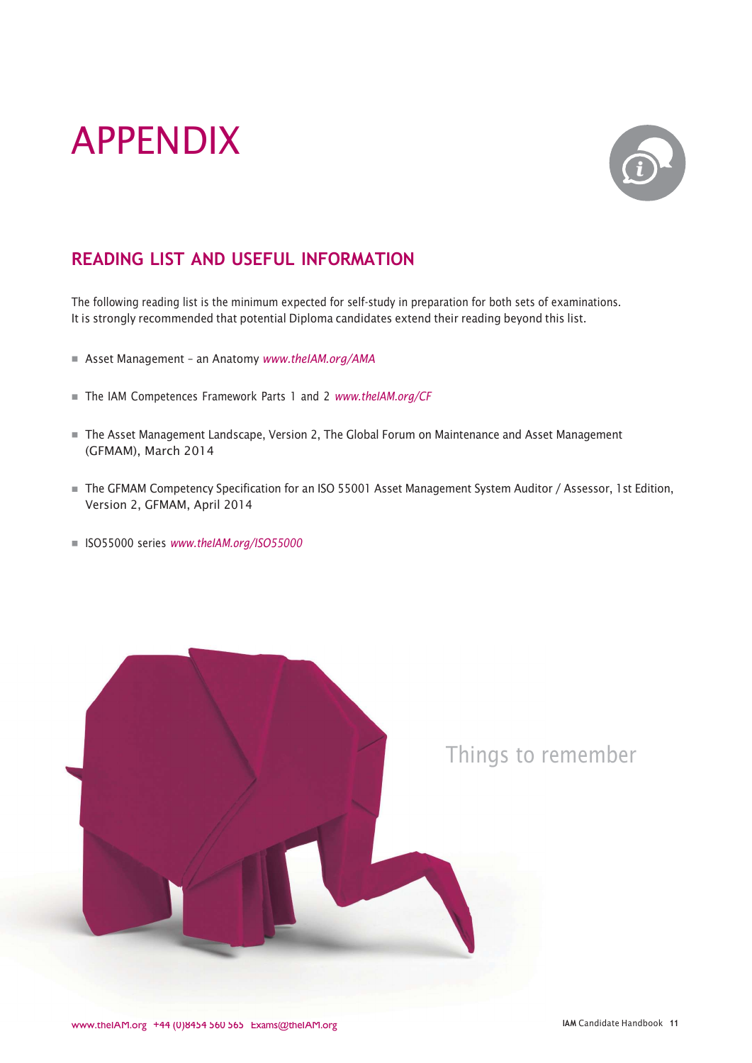# APPENDIX

## READING LIST AND USEFUL INFORMATION

The following reading list is the minimum expected for self-study in preparation for both sets of examinations. It is strongly recommended that potential Diploma candidates extend their reading beyond this list.

- Asset Management – an Anatomy *www.theIAM.org/AMA*
- The IAM Competences Framework Parts 1 and 2 *www.theIAM.org/CF*
- The Asset Management Landscape, Version 2, The Global Forum on Maintenance and Asset Management (GFMAM), March 2014
- The GFMAM Competency Specification for an ISO 55001 Asset Management System Auditor / Assessor, 1st Edition, Version 2, GFMAM, April 2014
- ISO55000 series *www.theIAM.org/ISO55000*

Things to remember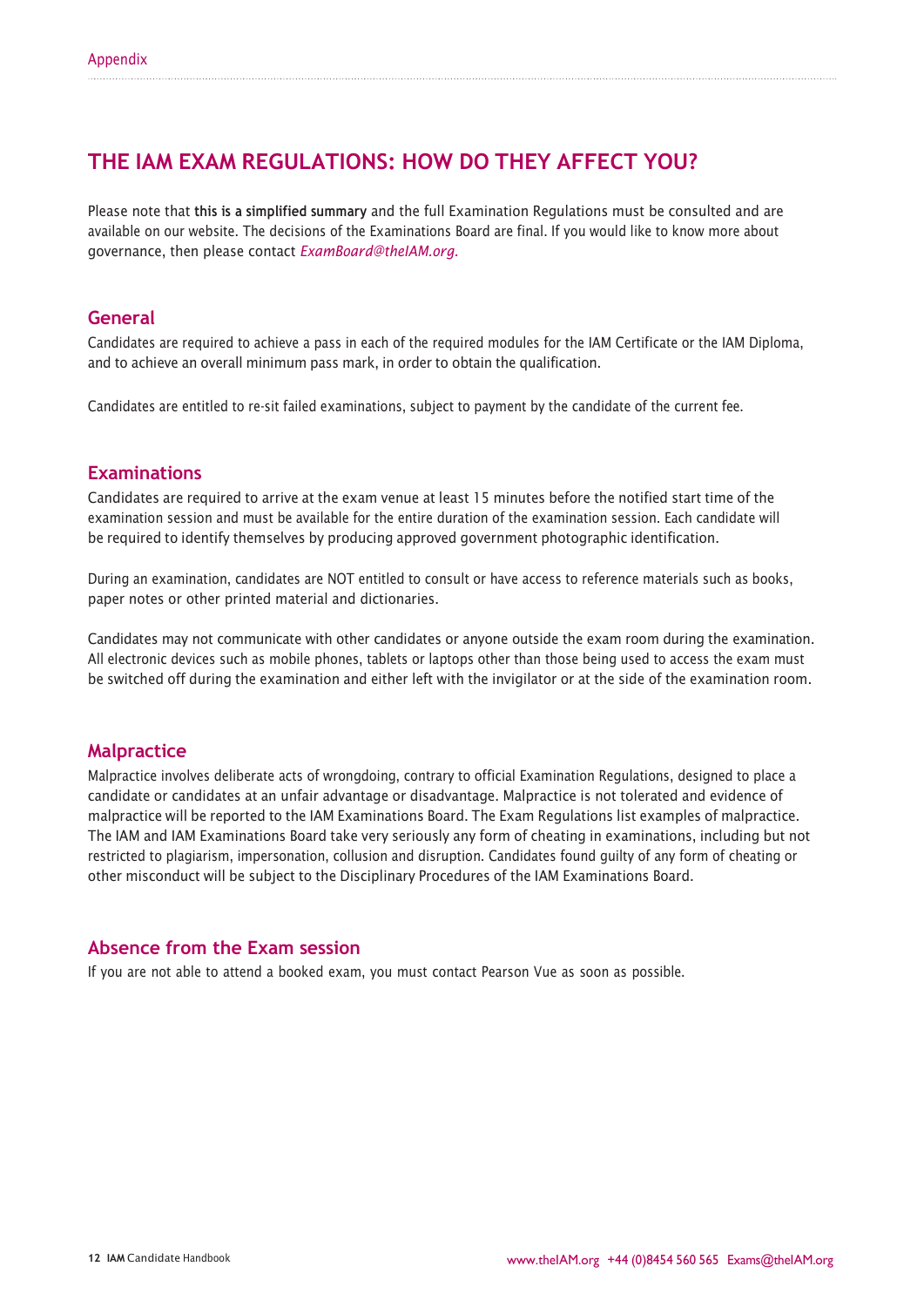# THE IAM EXAM REGULATIONS: HOW DO THEY AFFECT YOU?

Please note that **this is a simplified summary** and the full Examination Regulations must be consulted and are available on our website. The decisions of the Examinations Board are final. If you would like to know more about governance, then please contact *ExamBoard@theIAM.org*.

## General

Candidates are required to achieve a pass in each of the required modules for the IAM Certificate or the IAM Diploma, and to achieve an overall minimum pass mark, in order to obtain the qualification.

Candidates are entitled to re-sit failed examinations, subject to payment by the candidate of the current fee.

## Examinations

Candidates are required to arrive at the exam venue at least 15 minutes before the notified start time of the examination session and must be available for the entire duration of the examination session. Each candidate will be required to identify themselves by producing approved government photographic identification.

During an examination, candidates are NOT entitled to consult or have access to reference materials such as books, paper notes or other printed material and dictionaries.

Candidates may not communicate with other candidates or anyone outside the exam room during the examination. All electronic devices such as mobile phones, tablets or laptops other than those being used to access the exam must be switched off during the examination and either left with the invigilator or at the side of the examination room.

## Malpractice

Malpractice involves deliberate acts of wrongdoing, contrary to official Examination Regulations, designed to place a candidate or candidates at an unfair advantage or disadvantage. Malpractice is not tolerated and evidence of malpractice will be reported to the IAM Examinations Board. The Exam Regulations list examples of malpractice. The IAM and IAM Examinations Board take very seriously any form of cheating in examinations, including but not restricted to plagiarism, impersonation, collusion and disruption. Candidates found guilty of any form of cheating or other misconduct will be subject to the Disciplinary Procedures of the IAM Examinations Board.

## Absence from the Exam session

If you are not able to attend a booked exam, you must contact Pearson Vue as soon as possible.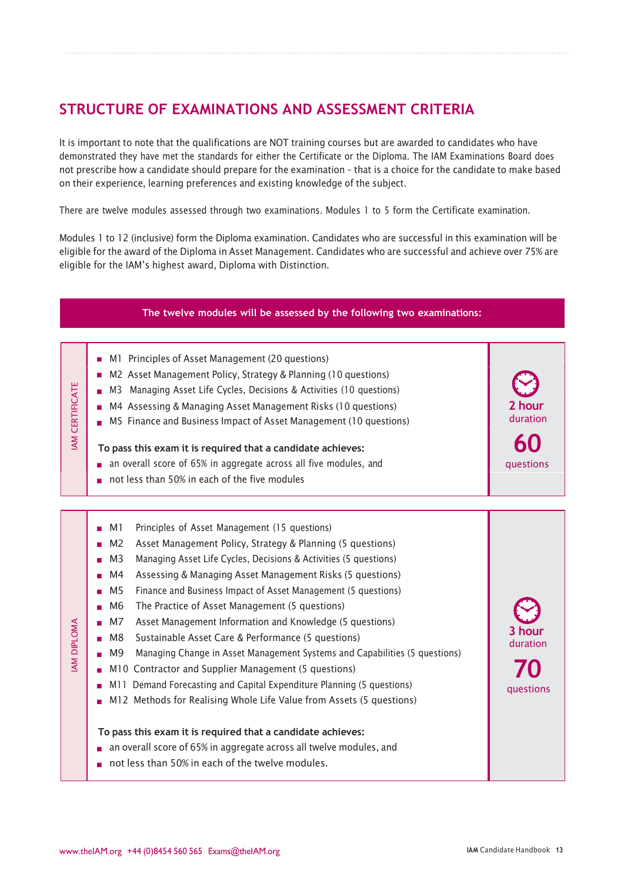## STRUCTURE OF EXAMINATIONS AND ASSESSMENT CRITERIA

It is important to note that the qualifications are NOT training courses but are awarded to candidates who have demonstrated they have met the standards for either the Certificate or the Diploma. The IAM Examinations Board does not prescribe how a candidate should prepare for the examination – that is a choice for the candidate to make based on their experience, learning preferences and existing knowledge of the subject.

There are twelve modules assessed through two examinations. Modules 1 to 5 form the Certificate examination.

Modules 1 to 12 (inclusive) form the Diploma examination. Candidates who are successful in this examination will be eligible for the award of the Diploma in Asset Management. Candidates who are successful and achieve over 75% are eligible for the IAM's highest award, Diploma with Distinction.

**The twelve modules will be assessed by the following two examinations:**

### IAM CERTIFICATE

- M1 Principles of Asset Management (20 questions)
- M2 Asset Management Policy, Strategy & Planning (10 questions)
- M3 Managing Asset Life Cycles, Decisions & Activities (10 questions)
- M4 Assessing & Managing Asset Management Risks (10 questions)
- M5 Finance and Business Impact of Asset Management (10 questions)

**To pass this exam it is required that a candidate achieves:**

- an overall score of 65% in aggregate across all five modules, and
- not less than 50% in each of the five modules

**2 hour** duration

**60** questions

### IAM DIPLOMA

- M1 Principles of Asset Management (15 questions)
- M2 Asset Management Policy, Strategy & Planning (5 questions)
- M3 Managing Asset Life Cycles, Decisions & Activities (5 questions)
- M4 Assessing & Managing Asset Management Risks (5 questions)
- M5 Finance and Business Impact of Asset Management (5 questions)
- M6 The Practice of Asset Management (5 questions)
- M7 Asset Management Information and Knowledge (5 questions)
- M8 Sustainable Asset Care & Performance (5 questions)
- M9 Managing Change in Asset Management Systems and Capabilities (5 questions)
- M10 Contractor and Supplier Management (5 questions)
- M11 Demand Forecasting and Capital Expenditure Planning (5 questions)
- M12 Methods for Realising Whole Life Value from Assets (5 questions)

**To pass this exam it is required that a candidate achieves:**

- an overall score of 65% in aggregate across all twelve modules, and
- not less than 50% in each of the twelve modules.

**3 hour** duration

**70** questions

www.theIAM.org +44 (0)8454 560 565 Exams@theIAM.org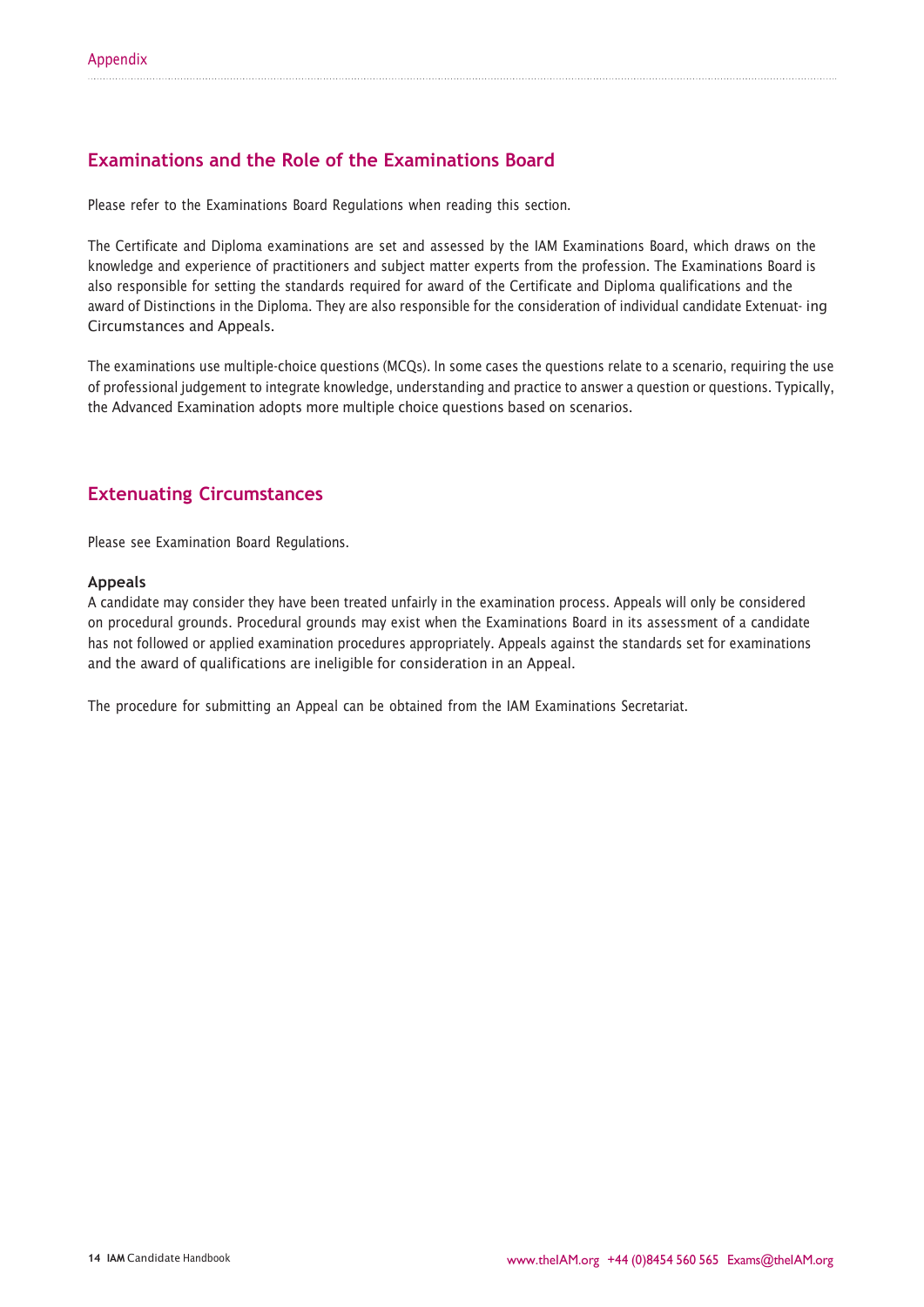## Examinations and the Role of the Examinations Board

Please refer to the Examinations Board Regulations when reading this section.

The Certificate and Diploma examinations are set and assessed by the IAM Examinations Board, which draws on the knowledge and experience of practitioners and subject matter experts from the profession. The Examinations Board is also responsible for setting the standards required for award of the Certificate and Diploma qualifications and the award of Distinctions in the Diploma. They are also responsible for the consideration of individual candidate Extenuat- ing Circumstances and Appeals.

The examinations use multiple-choice questions (MCQs). In some cases the questions relate to a scenario, requiring the use of professional judgement to integrate knowledge, understanding and practice to answer a question or questions. Typically, the Advanced Examination adopts more multiple choice questions based on scenarios.

## Extenuating Circumstances

Please see Examination Board Regulations.

### Appeals

A candidate may consider they have been treated unfairly in the examination process. Appeals will only be considered on procedural grounds. Procedural grounds may exist when the Examinations Board in its assessment of a candidate has not followed or applied examination procedures appropriately. Appeals against the standards set for examinations and the award of qualifications are ineligible for consideration in an Appeal.

The procedure for submitting an Appeal can be obtained from the IAM Examinations Secretariat.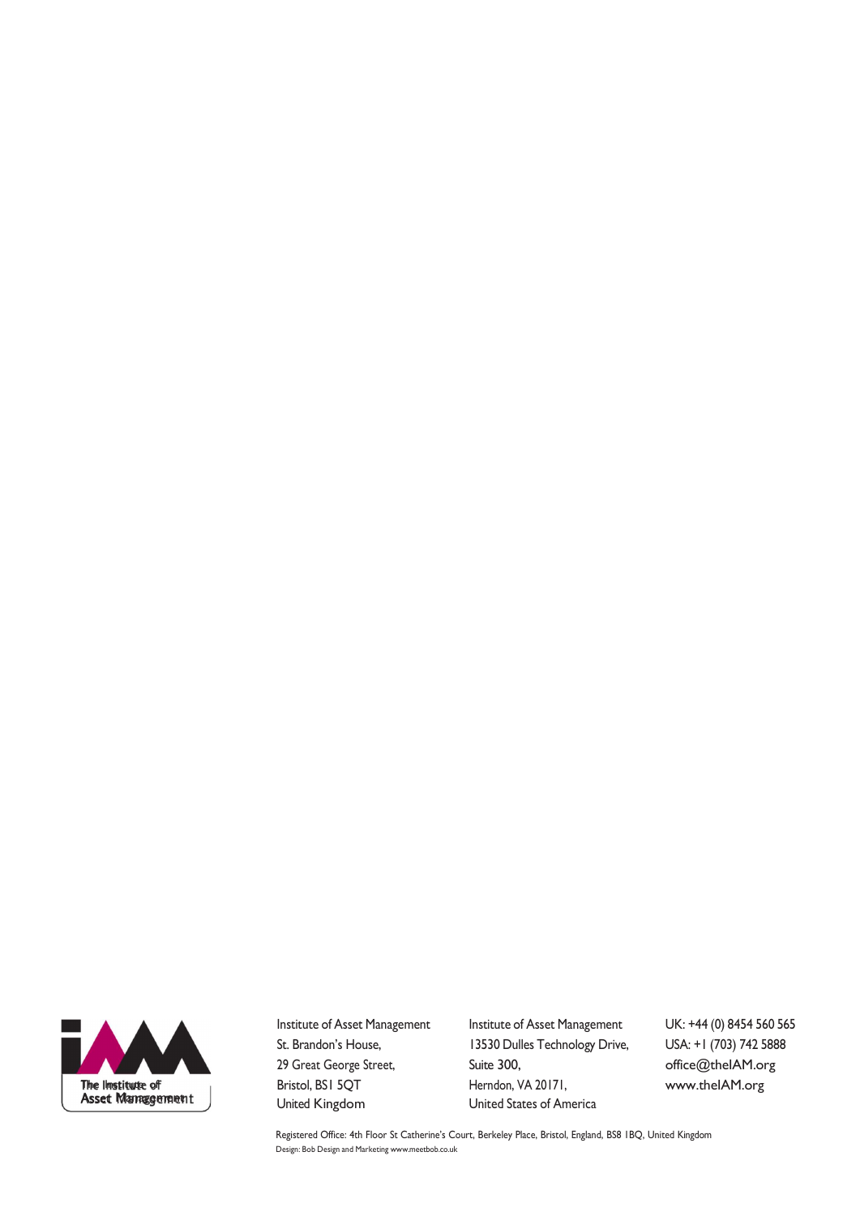The Institute of Asset Management

Institute of Asset Management
St. Brandon's House,
29 Great George Street,
Bristol, BS1 5QT
United Kingdom

Institute of Asset Management
13530 Dulles Technology Drive,
Suite 300,
Herndon, VA 20171,
United States of America

UK: +44 (0) 8454 560 565
USA: +1 (703) 742 5888
office@theIAM.org
www.theIAM.org

Registered Office: 4th Floor St Catherine's Court, Berkeley Place, Bristol, England, BS8 1BQ, United Kingdom
Design: Bob Design and Marketing www.meetbob.co.uk